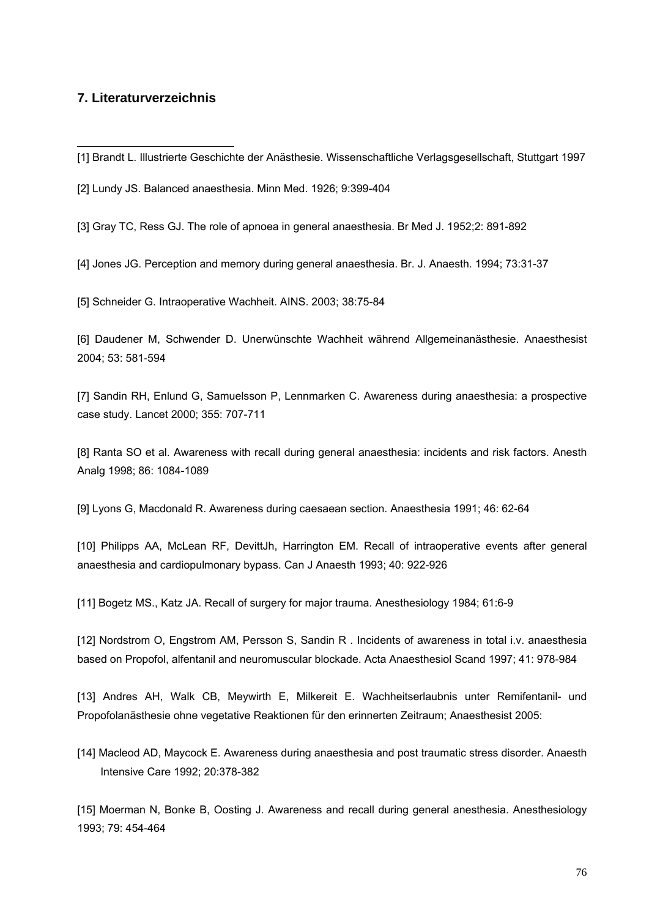## 7. Literaturverzeichnis

[1] Brandt L. Illustrierte Geschichte der Anästhesie. Wissenschaftliche Verlagsgesellschaft, Stuttgart 1997

[2] Lundy JS. Balanced anaesthesia. Minn Med. 1926; 9:399-404

[3] Gray TC, Ress GJ. The role of apnoea in general anaesthesia. Br Med J. 1952;2: 891-892

[4] Jones JG. Perception and memory during general anaesthesia. Br. J. Anaesth. 1994; 73:31-37

[5] Schneider G. Intraoperative Wachheit. AINS. 2003; 38:75-84

[6] Daudener M, Schwender D. Unerwünschte Wachheit während Allgemeinanästhesie. Anaesthesist 2004; 53: 581-594

[7] Sandin RH, Enlund G, Samuelsson P, Lennmarken C. Awareness during anaesthesia: a prospective case study. Lancet 2000; 355: 707-711

[8] Ranta SO et al. Awareness with recall during general anaesthesia: incidents and risk factors. Anesth Analg 1998; 86: 1084-1089

[9] Lyons G, Macdonald R. Awareness during caesaean section. Anaesthesia 1991; 46: 62-64

[10] Philipps AA, McLean RF, DevittJh, Harrington EM. Recall of intraoperative events after general anaesthesia and cardiopulmonary bypass. Can J Anaesth 1993; 40: 922-926

[11] Bogetz MS., Katz JA. Recall of surgery for major trauma. Anesthesiology 1984; 61:6-9

[12] Nordstrom O, Engstrom AM, Persson S, Sandin R . Incidents of awareness in total i.v. anaesthesia based on Propofol, alfentanil and neuromuscular blockade. Acta Anaesthesiol Scand 1997; 41: 978-984

[13] Andres AH, Walk CB, Meywirth E, Milkereit E. Wachheitserlaubnis unter Remifentanil- und Propofolanästhesie ohne vegetative Reaktionen für den erinnerten Zeitraum; Anaesthesist 2005:

[14] Macleod AD, Maycock E. Awareness during anaesthesia and post traumatic stress disorder. Anaesth Intensive Care 1992; 20:378-382

[15] Moerman N, Bonke B, Oosting J. Awareness and recall during general anesthesia. Anesthesiology 1993; 79: 454-464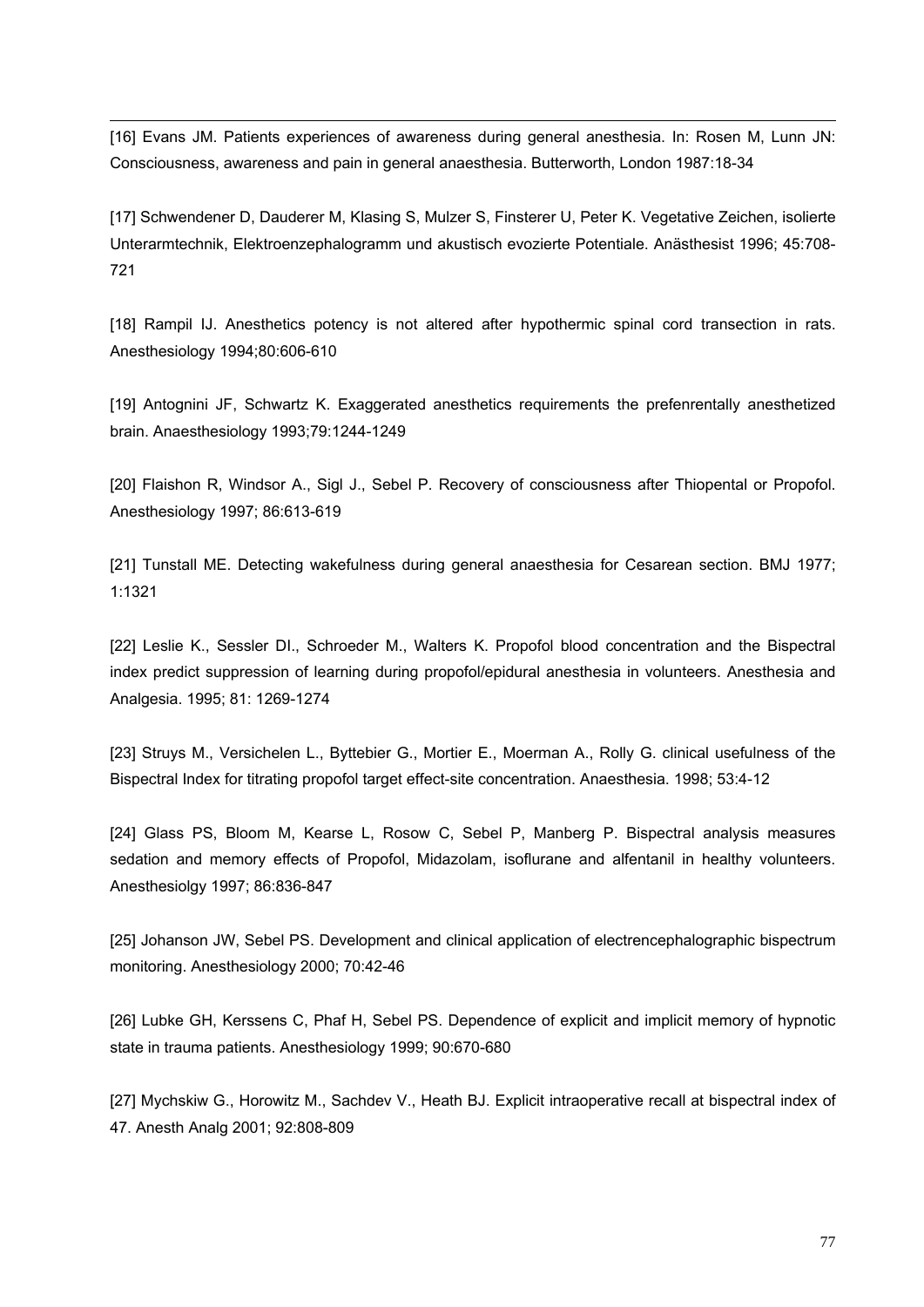[16] Evans JM. Patients experiences of awareness during general anesthesia. In: Rosen M, Lunn JN: Consciousness, awareness and pain in general anaesthesia. Butterworth, London 1987:18-34

[17] Schwendener D, Dauderer M, Klasing S, Mulzer S, Finsterer U, Peter K. Vegetative Zeichen, isolierte Unterarmtechnik, Elektroenzephalogramm und akustisch evozierte Potentiale. Anästhesist 1996; 45:708-721

[18] Rampil IJ. Anesthetics potency is not altered after hypothermic spinal cord transection in rats. Anesthesiology 1994;80:606-610

[19] Antognini JF, Schwartz K. Exaggerated anesthetics requirements the prefenrentally anesthetized brain. Anaesthesiology 1993;79:1244-1249

[20] Flaishon R, Windsor A., Sigl J., Sebel P. Recovery of consciousness after Thiopental or Propofol. Anesthesiology 1997; 86:613-619

[21] Tunstall ME. Detecting wakefulness during general anaesthesia for Cesarean section. BMJ 1977; 1:1321

[22] Leslie K., Sessler DI., Schroeder M., Walters K. Propofol blood concentration and the Bispectral index predict suppression of learning during propofol/epidural anesthesia in volunteers. Anesthesia and Analgesia. 1995; 81: 1269-1274

[23] Struys M., Versichelen L., Byttebier G., Mortier E., Moerman A., Rolly G. clinical usefulness of the Bispectral Index for titrating propofol target effect-site concentration. Anaesthesia. 1998; 53:4-12

[24] Glass PS, Bloom M, Kearse L, Rosow C, Sebel P, Manberg P. Bispectral analysis measures sedation and memory effects of Propofol, Midazolam, isoflurane and alfentanil in healthy volunteers. Anesthesiolgy 1997; 86:836-847

[25] Johanson JW, Sebel PS. Development and clinical application of electrencephalographic bispectrum monitoring. Anesthesiology 2000; 70:42-46

[26] Lubke GH, Kerssens C, Phaf H, Sebel PS. Dependence of explicit and implicit memory of hypnotic state in trauma patients. Anesthesiology 1999; 90:670-680

[27] Mychskiw G., Horowitz M., Sachdev V., Heath BJ. Explicit intraoperative recall at bispectral index of 47. Anesth Analg 2001; 92:808-809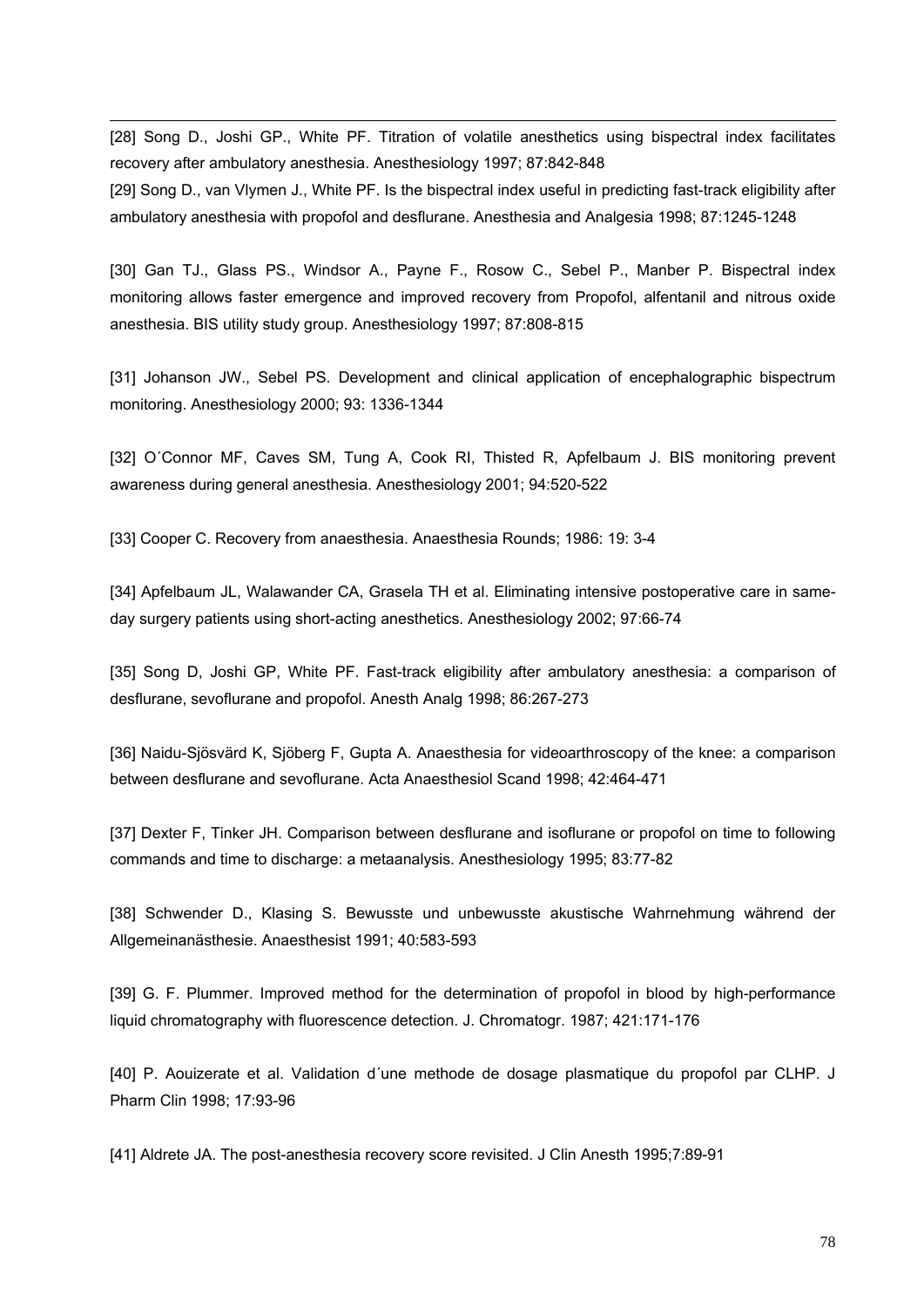[28] Song D., Joshi GP., White PF. Titration of volatile anesthetics using bispectral index facilitates recovery after ambulatory anesthesia. Anesthesiology 1997; 87:842-848

[29] Song D., van Vlymen J., White PF. Is the bispectral index useful in predicting fast-track eligibility after ambulatory anesthesia with propofol and desflurane. Anesthesia and Analgesia 1998; 87:1245-1248

[30] Gan TJ., Glass PS., Windsor A., Payne F., Rosow C., Sebel P., Manber P. Bispectral index monitoring allows faster emergence and improved recovery from Propofol, alfentanil and nitrous oxide anesthesia. BIS utility study group. Anesthesiology 1997; 87:808-815

[31] Johanson JW., Sebel PS. Development and clinical application of encephalographic bispectrum monitoring. Anesthesiology 2000; 93: 1336-1344

[32] O´Connor MF, Caves SM, Tung A, Cook RI, Thisted R, Apfelbaum J. BIS monitoring prevent awareness during general anesthesia. Anesthesiology 2001; 94:520-522

[33] Cooper C. Recovery from anaesthesia. Anaesthesia Rounds; 1986: 19: 3-4

[34] Apfelbaum JL, Walawander CA, Grasela TH et al. Eliminating intensive postoperative care in same-day surgery patients using short-acting anesthetics. Anesthesiology 2002; 97:66-74

[35] Song D, Joshi GP, White PF. Fast-track eligibility after ambulatory anesthesia: a comparison of desflurane, sevoflurane and propofol. Anesth Analg 1998; 86:267-273

[36] Naidu-Sjösvärd K, Sjöberg F, Gupta A. Anaesthesia for videoarthroscopy of the knee: a comparison between desflurane and sevoflurane. Acta Anaesthesiol Scand 1998; 42:464-471

[37] Dexter F, Tinker JH. Comparison between desflurane and isoflurane or propofol on time to following commands and time to discharge: a metaanalysis. Anesthesiology 1995; 83:77-82

[38] Schwender D., Klasing S. Bewusste und unbewusste akustische Wahrnehmung während der Allgemeinanästhesie. Anaesthesist 1991; 40:583-593

[39] G. F. Plummer. Improved method for the determination of propofol in blood by high-performance liquid chromatography with fluorescence detection. J. Chromatogr. 1987; 421:171-176

[40] P. Aouizerate et al. Validation d´une methode de dosage plasmatique du propofol par CLHP. J Pharm Clin 1998; 17:93-96

[41] Aldrete JA. The post-anesthesia recovery score revisited. J Clin Anesth 1995;7:89-91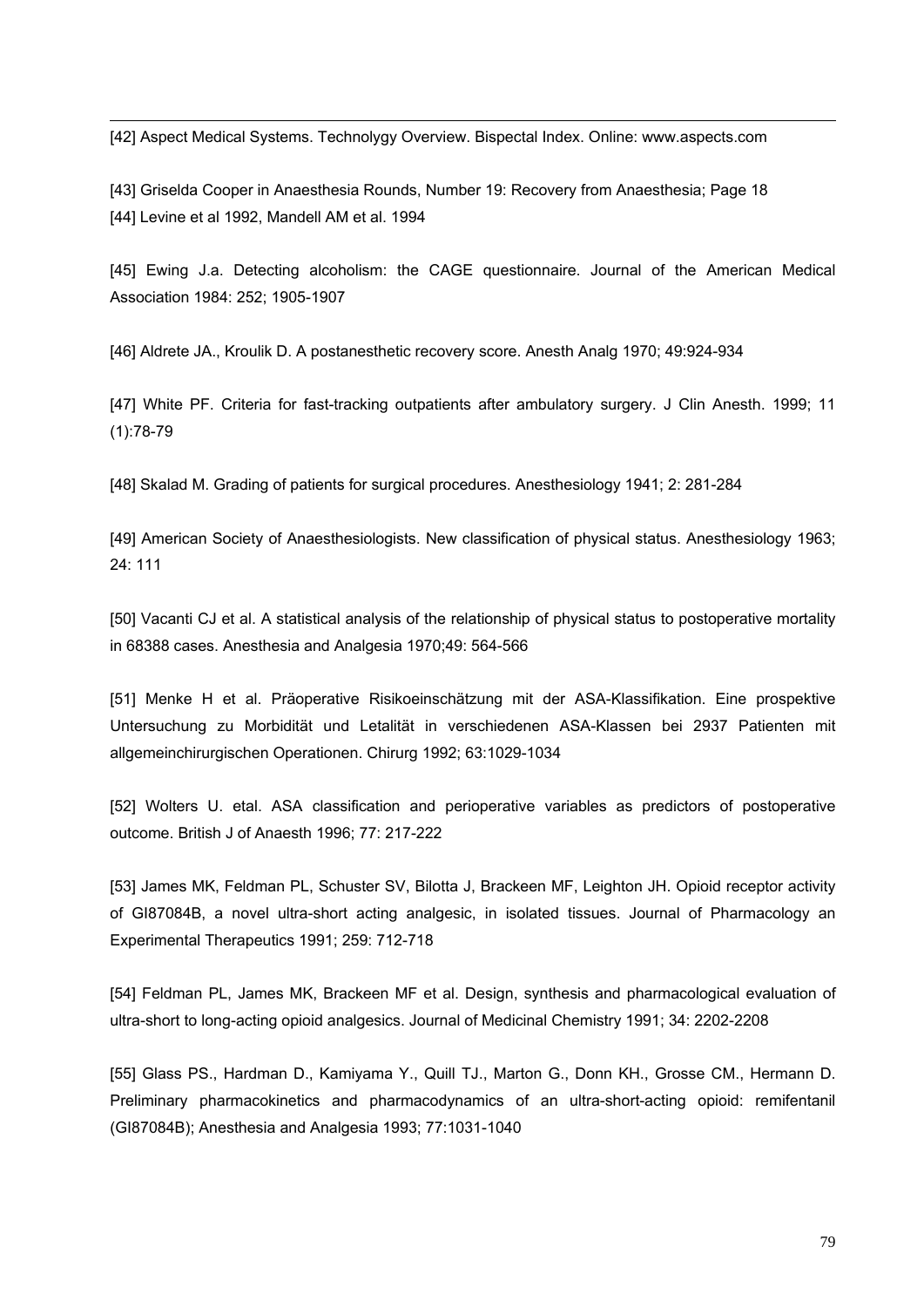[42] Aspect Medical Systems. Technolygy Overview. Bispectal Index. Online: www.aspects.com

[43] Griselda Cooper in Anaesthesia Rounds, Number 19: Recovery from Anaesthesia; Page 18

[44] Levine et al 1992, Mandell AM et al. 1994

[45] Ewing J.a. Detecting alcoholism: the CAGE questionnaire. Journal of the American Medical Association 1984: 252; 1905-1907

[46] Aldrete JA., Kroulik D. A postanesthetic recovery score. Anesth Analg 1970; 49:924-934

[47] White PF. Criteria for fast-tracking outpatients after ambulatory surgery. J Clin Anesth. 1999; 11 (1):78-79

[48] Skalad M. Grading of patients for surgical procedures. Anesthesiology 1941; 2: 281-284

[49] American Society of Anaesthesiologists. New classification of physical status. Anesthesiology 1963; 24: 111

[50] Vacanti CJ et al. A statistical analysis of the relationship of physical status to postoperative mortality in 68388 cases. Anesthesia and Analgesia 1970;49: 564-566

[51] Menke H et al. Präoperative Risikoeinschätzung mit der ASA-Klassifikation. Eine prospektive Untersuchung zu Morbidität und Letalität in verschiedenen ASA-Klassen bei 2937 Patienten mit allgemeinchirurgischen Operationen. Chirurg 1992; 63:1029-1034

[52] Wolters U. etal. ASA classification and perioperative variables as predictors of postoperative outcome. British J of Anaesth 1996; 77: 217-222

[53] James MK, Feldman PL, Schuster SV, Bilotta J, Brackeen MF, Leighton JH. Opioid receptor activity of GI87084B, a novel ultra-short acting analgesic, in isolated tissues. Journal of Pharmacology an Experimental Therapeutics 1991; 259: 712-718

[54] Feldman PL, James MK, Brackeen MF et al. Design, synthesis and pharmacological evaluation of ultra-short to long-acting opioid analgesics. Journal of Medicinal Chemistry 1991; 34: 2202-2208

[55] Glass PS., Hardman D., Kamiyama Y., Quill TJ., Marton G., Donn KH., Grosse CM., Hermann D. Preliminary pharmacokinetics and pharmacodynamics of an ultra-short-acting opioid: remifentanil (GI87084B); Anesthesia and Analgesia 1993; 77:1031-1040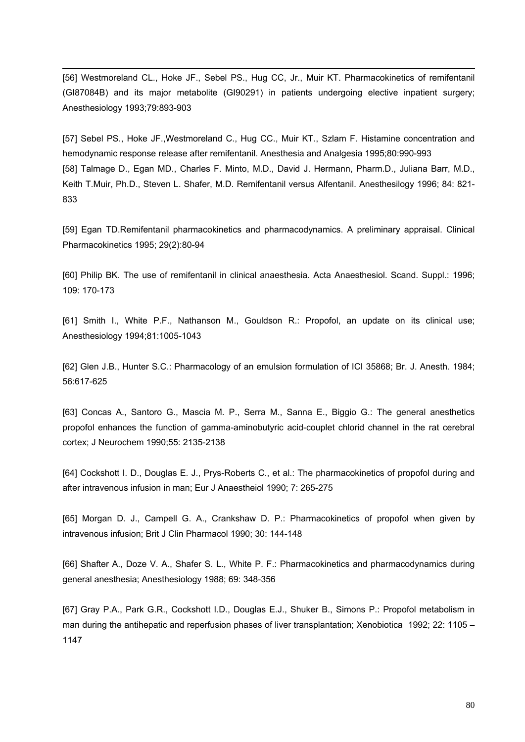[56] Westmoreland CL., Hoke JF., Sebel PS., Hug CC, Jr., Muir KT. Pharmacokinetics of remifentanil (GI87084B) and its major metabolite (GI90291) in patients undergoing elective inpatient surgery; Anesthesiology 1993;79:893-903

[57] Sebel PS., Hoke JF.,Westmoreland C., Hug CC., Muir KT., Szlam F. Histamine concentration and hemodynamic response release after remifentanil. Anesthesia and Analgesia 1995;80:990-993

[58] Talmage D., Egan MD., Charles F. Minto, M.D., David J. Hermann, Pharm.D., Juliana Barr, M.D., Keith T.Muir, Ph.D., Steven L. Shafer, M.D. Remifentanil versus Alfentanil. Anesthesilogy 1996; 84: 821-833

[59] Egan TD.Remifentanil pharmacokinetics and pharmacodynamics. A preliminary appraisal. Clinical Pharmacokinetics 1995; 29(2):80-94

[60] Philip BK. The use of remifentanil in clinical anaesthesia. Acta Anaesthesiol. Scand. Suppl.: 1996; 109: 170-173

[61] Smith I., White P.F., Nathanson M., Gouldson R.: Propofol, an update on its clinical use; Anesthesiology 1994;81:1005-1043

[62] Glen J.B., Hunter S.C.: Pharmacology of an emulsion formulation of ICI 35868; Br. J. Anesth. 1984; 56:617-625

[63] Concas A., Santoro G., Mascia M. P., Serra M., Sanna E., Biggio G.: The general anesthetics propofol enhances the function of gamma-aminobutyric acid-couplet chlorid channel in the rat cerebral cortex; J Neurochem 1990;55: 2135-2138

[64] Cockshott I. D., Douglas E. J., Prys-Roberts C., et al.: The pharmacokinetics of propofol during and after intravenous infusion in man; Eur J Anaestheiol 1990; 7: 265-275

[65] Morgan D. J., Campell G. A., Crankshaw D. P.: Pharmacokinetics of propofol when given by intravenous infusion; Brit J Clin Pharmacol 1990; 30: 144-148

[66] Shafter A., Doze V. A., Shafer S. L., White P. F.: Pharmacokinetics and pharmacodynamics during general anesthesia; Anesthesiology 1988; 69: 348-356

[67] Gray P.A., Park G.R., Cockshott I.D., Douglas E.J., Shuker B., Simons P.: Propofol metabolism in man during the antihepatic and reperfusion phases of liver transplantation; Xenobiotica 1992; 22: 1105 – 1147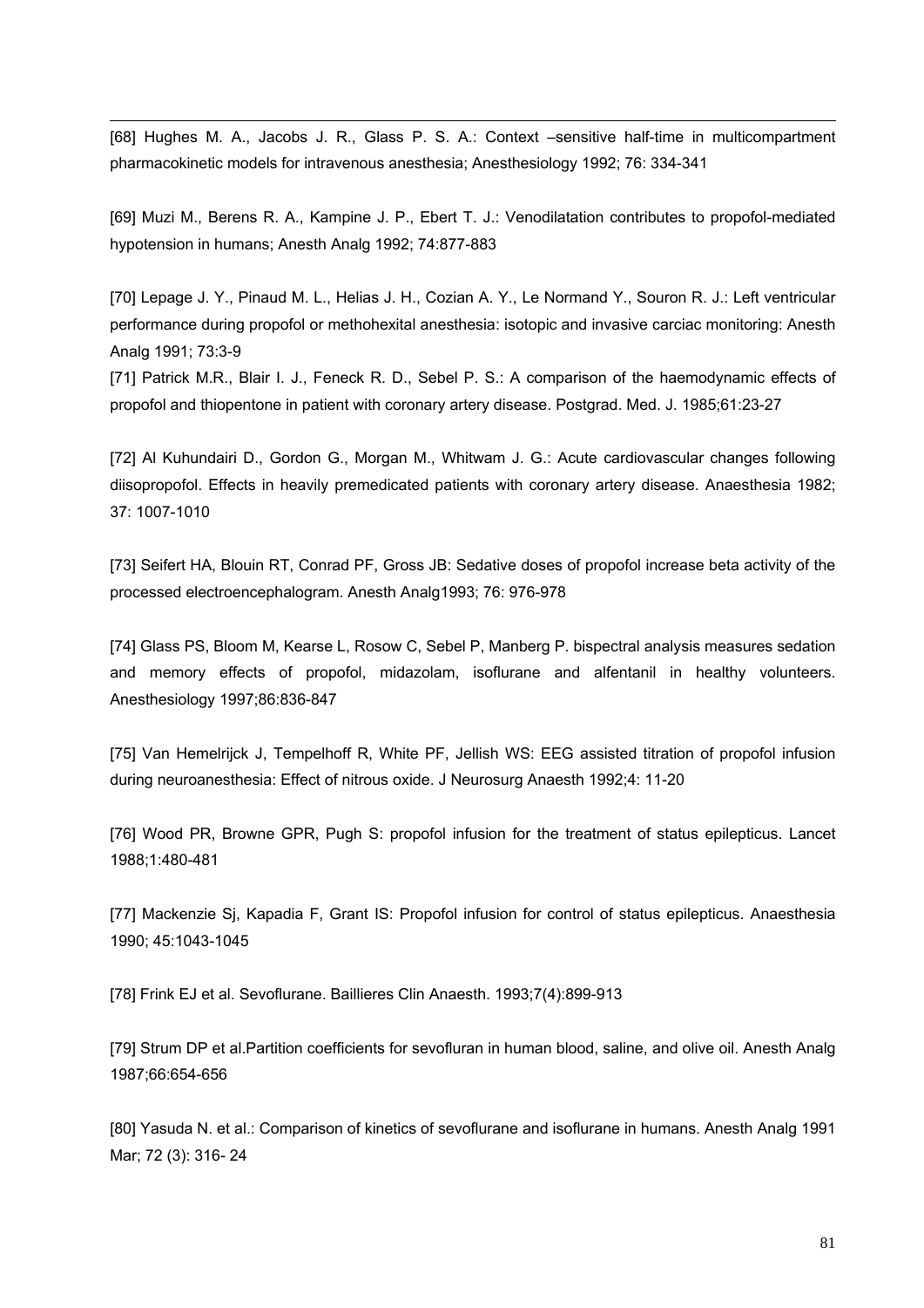[68] Hughes M. A., Jacobs J. R., Glass P. S. A.: Context –sensitive half-time in multicompartment pharmacokinetic models for intravenous anesthesia; Anesthesiology 1992; 76: 334-341

[69] Muzi M., Berens R. A., Kampine J. P., Ebert T. J.: Venodilatation contributes to propofol-mediated hypotension in humans; Anesth Analg 1992; 74:877-883

[70] Lepage J. Y., Pinaud M. L., Helias J. H., Cozian A. Y., Le Normand Y., Souron R. J.: Left ventricular performance during propofol or methohexital anesthesia: isotopic and invasive carciac monitoring: Anesth Analg 1991; 73:3-9

[71] Patrick M.R., Blair I. J., Feneck R. D., Sebel P. S.: A comparison of the haemodynamic effects of propofol and thiopentone in patient with coronary artery disease. Postgrad. Med. J. 1985;61:23-27

[72] Al Kuhundairi D., Gordon G., Morgan M., Whitwam J. G.: Acute cardiovascular changes following diisopropofol. Effects in heavily premedicated patients with coronary artery disease. Anaesthesia 1982; 37: 1007-1010

[73] Seifert HA, Blouin RT, Conrad PF, Gross JB: Sedative doses of propofol increase beta activity of the processed electroencephalogram. Anesth Analg1993; 76: 976-978

[74] Glass PS, Bloom M, Kearse L, Rosow C, Sebel P, Manberg P. bispectral analysis measures sedation and memory effects of propofol, midazolam, isoflurane and alfentanil in healthy volunteers. Anesthesiology 1997;86:836-847

[75] Van Hemelrijck J, Tempelhoff R, White PF, Jellish WS: EEG assisted titration of propofol infusion during neuroanesthesia: Effect of nitrous oxide. J Neurosurg Anaesth 1992;4: 11-20

[76] Wood PR, Browne GPR, Pugh S: propofol infusion for the treatment of status epilepticus. Lancet 1988;1:480-481

[77] Mackenzie Sj, Kapadia F, Grant IS: Propofol infusion for control of status epilepticus. Anaesthesia 1990; 45:1043-1045

[78] Frink EJ et al. Sevoflurane. Baillieres Clin Anaesth. 1993;7(4):899-913

[79] Strum DP et al.Partition coefficients for sevofluran in human blood, saline, and olive oil. Anesth Analg 1987;66:654-656

[80] Yasuda N. et al.: Comparison of kinetics of sevoflurane and isoflurane in humans. Anesth Analg 1991 Mar; 72 (3): 316- 24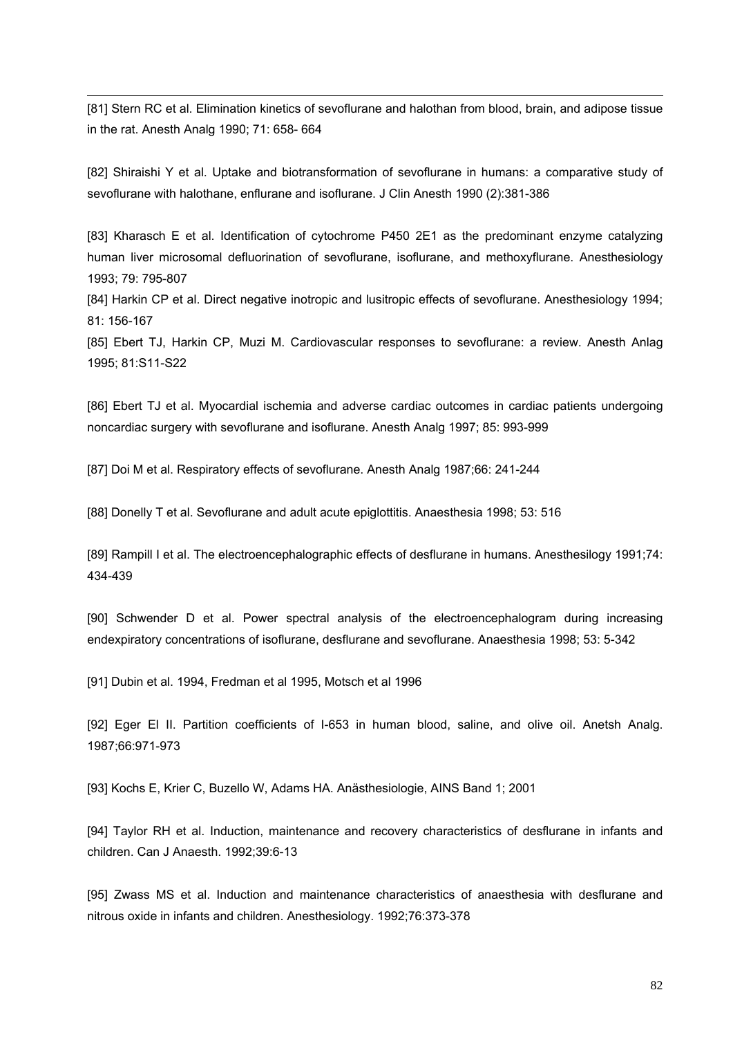[81] Stern RC et al. Elimination kinetics of sevoflurane and halothan from blood, brain, and adipose tissue in the rat. Anesth Analg 1990; 71: 658- 664

[82] Shiraishi Y et al. Uptake and biotransformation of sevoflurane in humans: a comparative study of sevoflurane with halothane, enflurane and isoflurane. J Clin Anesth 1990 (2):381-386

[83] Kharasch E et al. Identification of cytochrome P450 2E1 as the predominant enzyme catalyzing human liver microsomal defluorination of sevoflurane, isoflurane, and methoxyflurane. Anesthesiology 1993; 79: 795-807

[84] Harkin CP et al. Direct negative inotropic and lusitropic effects of sevoflurane. Anesthesiology 1994; 81: 156-167

[85] Ebert TJ, Harkin CP, Muzi M. Cardiovascular responses to sevoflurane: a review. Anesth Anlag 1995; 81:S11-S22

[86] Ebert TJ et al. Myocardial ischemia and adverse cardiac outcomes in cardiac patients undergoing noncardiac surgery with sevoflurane and isoflurane. Anesth Analg 1997; 85: 993-999

[87] Doi M et al. Respiratory effects of sevoflurane. Anesth Analg 1987;66: 241-244

[88] Donelly T et al. Sevoflurane and adult acute epiglottitis. Anaesthesia 1998; 53: 516

[89] Rampill I et al. The electroencephalographic effects of desflurane in humans. Anesthesilogy 1991;74: 434-439

[90] Schwender D et al. Power spectral analysis of the electroencephalogram during increasing endexpiratory concentrations of isoflurane, desflurane and sevoflurane. Anaesthesia 1998; 53: 5-342

[91] Dubin et al. 1994, Fredman et al 1995, Motsch et al 1996

[92] Eger EI II. Partition coefficients of I-653 in human blood, saline, and olive oil. Anetsh Analg. 1987;66:971-973

[93] Kochs E, Krier C, Buzello W, Adams HA. Anästhesiologie, AINS Band 1; 2001

[94] Taylor RH et al. Induction, maintenance and recovery characteristics of desflurane in infants and children. Can J Anaesth. 1992;39:6-13

[95] Zwass MS et al. Induction and maintenance characteristics of anaesthesia with desflurane and nitrous oxide in infants and children. Anesthesiology. 1992;76:373-378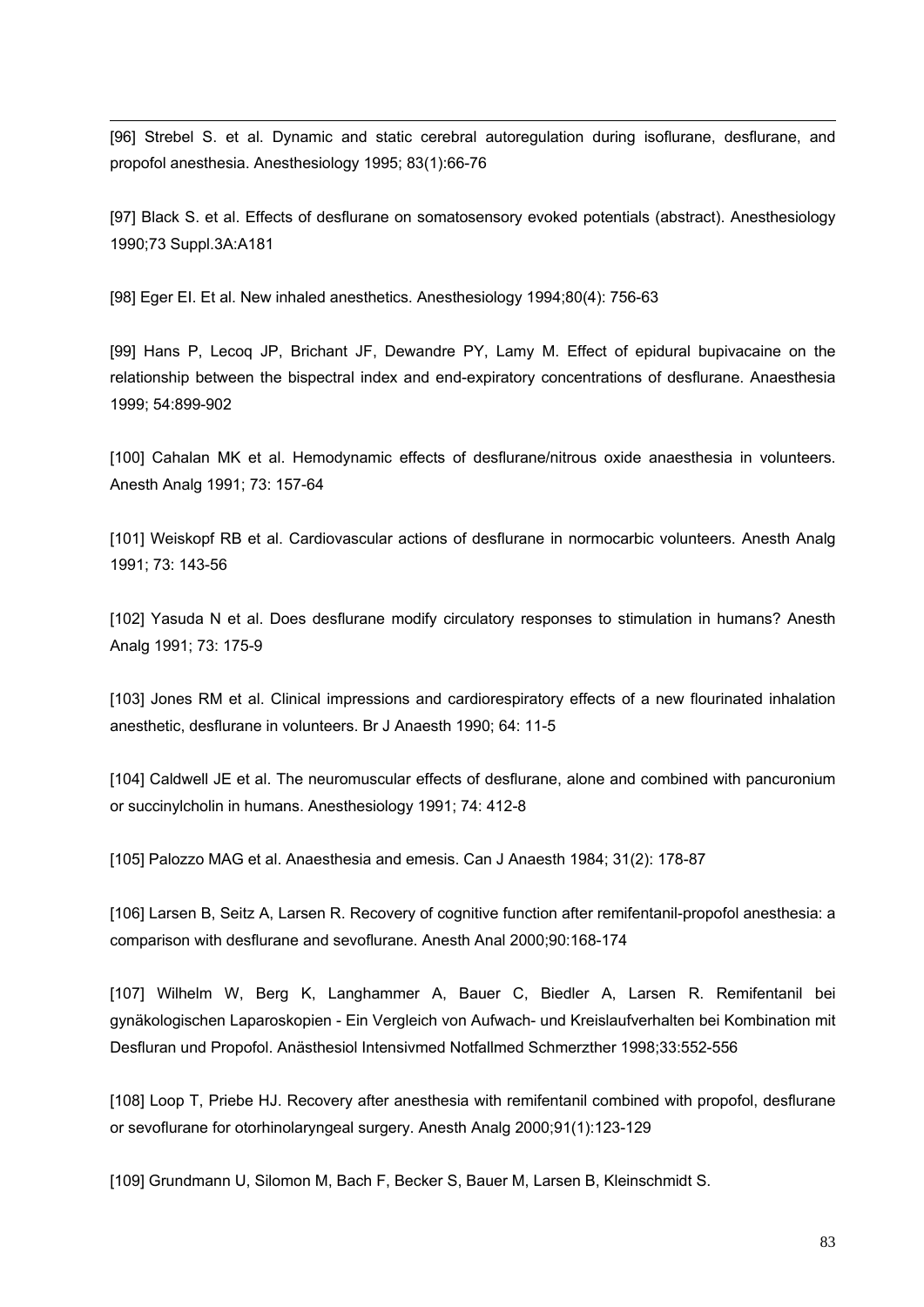[96] Strebel S. et al. Dynamic and static cerebral autoregulation during isoflurane, desflurane, and propofol anesthesia. Anesthesiology 1995; 83(1):66-76

[97] Black S. et al. Effects of desflurane on somatosensory evoked potentials (abstract). Anesthesiology 1990;73 Suppl.3A:A181

[98] Eger EI. Et al. New inhaled anesthetics. Anesthesiology 1994;80(4): 756-63

[99] Hans P, Lecoq JP, Brichant JF, Dewandre PY, Lamy M. Effect of epidural bupivacaine on the relationship between the bispectral index and end-expiratory concentrations of desflurane. Anaesthesia 1999; 54:899-902

[100] Cahalan MK et al. Hemodynamic effects of desflurane/nitrous oxide anaesthesia in volunteers. Anesth Analg 1991; 73: 157-64

[101] Weiskopf RB et al. Cardiovascular actions of desflurane in normocarbic volunteers. Anesth Analg 1991; 73: 143-56

[102] Yasuda N et al. Does desflurane modify circulatory responses to stimulation in humans? Anesth Analg 1991; 73: 175-9

[103] Jones RM et al. Clinical impressions and cardiorespiratory effects of a new flourinated inhalation anesthetic, desflurane in volunteers. Br J Anaesth 1990; 64: 11-5

[104] Caldwell JE et al. The neuromuscular effects of desflurane, alone and combined with pancuronium or succinylcholin in humans. Anesthesiology 1991; 74: 412-8

[105] Palozzo MAG et al. Anaesthesia and emesis. Can J Anaesth 1984; 31(2): 178-87

[106] Larsen B, Seitz A, Larsen R. Recovery of cognitive function after remifentanil-propofol anesthesia: a comparison with desflurane and sevoflurane. Anesth Anal 2000;90:168-174

[107] Wilhelm W, Berg K, Langhammer A, Bauer C, Biedler A, Larsen R. Remifentanil bei gynäkologischen Laparoskopien - Ein Vergleich von Aufwach- und Kreislaufverhalten bei Kombination mit Desfluran und Propofol. Anästhesiol Intensivmed Notfallmed Schmerzther 1998;33:552-556

[108] Loop T, Priebe HJ. Recovery after anesthesia with remifentanil combined with propofol, desflurane or sevoflurane for otorhinolaryngeal surgery. Anesth Analg 2000;91(1):123-129

[109] Grundmann U, Silomon M, Bach F, Becker S, Bauer M, Larsen B, Kleinschmidt S.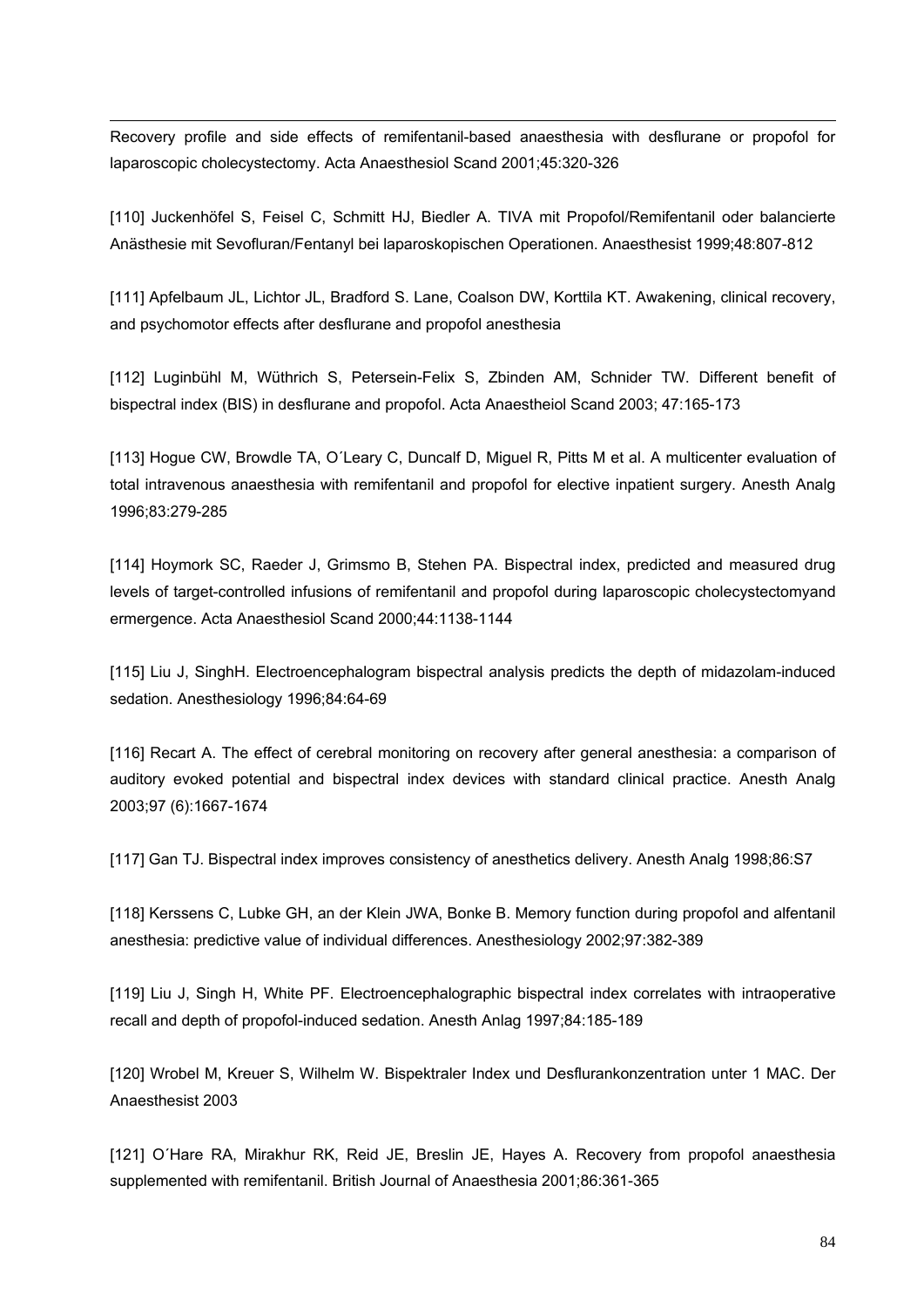Recovery profile and side effects of remifentanil-based anaesthesia with desflurane or propofol for laparoscopic cholecystectomy. Acta Anaesthesiol Scand 2001;45:320-326

[110] Juckenhöfel S, Feisel C, Schmitt HJ, Biedler A. TIVA mit Propofol/Remifentanil oder balancierte Anästhesie mit Sevofluran/Fentanyl bei laparoskopischen Operationen. Anaesthesist 1999;48:807-812

[111] Apfelbaum JL, Lichtor JL, Bradford S. Lane, Coalson DW, Korttila KT. Awakening, clinical recovery, and psychomotor effects after desflurane and propofol anesthesia

[112] Luginbühl M, Wüthrich S, Petersein-Felix S, Zbinden AM, Schnider TW. Different benefit of bispectral index (BIS) in desflurane and propofol. Acta Anaestheiol Scand 2003; 47:165-173

[113] Hogue CW, Browdle TA, O´Leary C, Duncalf D, Miguel R, Pitts M et al. A multicenter evaluation of total intravenous anaesthesia with remifentanil and propofol for elective inpatient surgery. Anesth Analg 1996;83:279-285

[114] Hoymork SC, Raeder J, Grimsmo B, Stehen PA. Bispectral index, predicted and measured drug levels of target-controlled infusions of remifentanil and propofol during laparoscopic cholecystectomyand ermergence. Acta Anaesthesiol Scand 2000;44:1138-1144

[115] Liu J, SinghH. Electroencephalogram bispectral analysis predicts the depth of midazolam-induced sedation. Anesthesiology 1996;84:64-69

[116] Recart A. The effect of cerebral monitoring on recovery after general anesthesia: a comparison of auditory evoked potential and bispectral index devices with standard clinical practice. Anesth Analg 2003;97 (6):1667-1674

[117] Gan TJ. Bispectral index improves consistency of anesthetics delivery. Anesth Analg 1998;86:S7

[118] Kerssens C, Lubke GH, an der Klein JWA, Bonke B. Memory function during propofol and alfentanil anesthesia: predictive value of individual differences. Anesthesiology 2002;97:382-389

[119] Liu J, Singh H, White PF. Electroencephalographic bispectral index correlates with intraoperative recall and depth of propofol-induced sedation. Anesth Anlag 1997;84:185-189

[120] Wrobel M, Kreuer S, Wilhelm W. Bispektraler Index und Desflurankonzentration unter 1 MAC. Der Anaesthesist 2003

[121] O´Hare RA, Mirakhur RK, Reid JE, Breslin JE, Hayes A. Recovery from propofol anaesthesia supplemented with remifentanil. British Journal of Anaesthesia 2001;86:361-365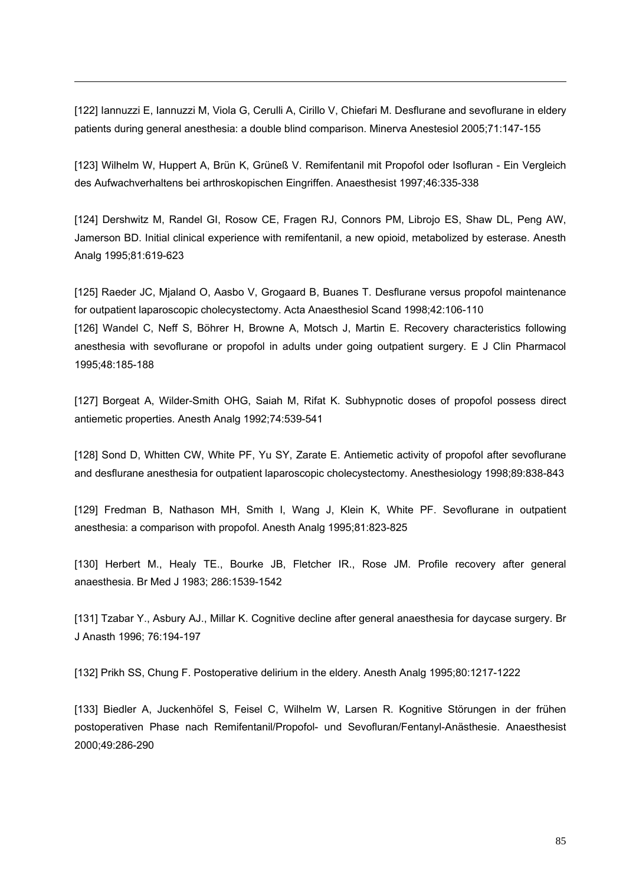[122] Iannuzzi E, Iannuzzi M, Viola G, Cerulli A, Cirillo V, Chiefari M. Desflurane and sevoflurane in eldery patients during general anesthesia: a double blind comparison. Minerva Anestesiol 2005;71:147-155

[123] Wilhelm W, Huppert A, Brün K, Grüneß V. Remifentanil mit Propofol oder Isofluran - Ein Vergleich des Aufwachverhaltens bei arthroskopischen Eingriffen. Anaesthesist 1997;46:335-338

[124] Dershwitz M, Randel GI, Rosow CE, Fragen RJ, Connors PM, Librojo ES, Shaw DL, Peng AW, Jamerson BD. Initial clinical experience with remifentanil, a new opioid, metabolized by esterase. Anesth Analg 1995;81:619-623

[125] Raeder JC, Mjaland O, Aasbo V, Grogaard B, Buanes T. Desflurane versus propofol maintenance for outpatient laparoscopic cholecystectomy. Acta Anaesthesiol Scand 1998;42:106-110

[126] Wandel C, Neff S, Böhrer H, Browne A, Motsch J, Martin E. Recovery characteristics following anesthesia with sevoflurane or propofol in adults under going outpatient surgery. E J Clin Pharmacol 1995;48:185-188

[127] Borgeat A, Wilder-Smith OHG, Saiah M, Rifat K. Subhypnotic doses of propofol possess direct antiemetic properties. Anesth Analg 1992;74:539-541

[128] Sond D, Whitten CW, White PF, Yu SY, Zarate E. Antiemetic activity of propofol after sevoflurane and desflurane anesthesia for outpatient laparoscopic cholecystectomy. Anesthesiology 1998;89:838-843

[129] Fredman B, Nathason MH, Smith I, Wang J, Klein K, White PF. Sevoflurane in outpatient anesthesia: a comparison with propofol. Anesth Analg 1995;81:823-825

[130] Herbert M., Healy TE., Bourke JB, Fletcher IR., Rose JM. Profile recovery after general anaesthesia. Br Med J 1983; 286:1539-1542

[131] Tzabar Y., Asbury AJ., Millar K. Cognitive decline after general anaesthesia for daycase surgery. Br J Anasth 1996; 76:194-197

[132] Prikh SS, Chung F. Postoperative delirium in the eldery. Anesth Analg 1995;80:1217-1222

[133] Biedler A, Juckenhöfel S, Feisel C, Wilhelm W, Larsen R. Kognitive Störungen in der frühen postoperativen Phase nach Remifentanil/Propofol- und Sevofluran/Fentanyl-Anästhesie. Anaesthesist 2000;49:286-290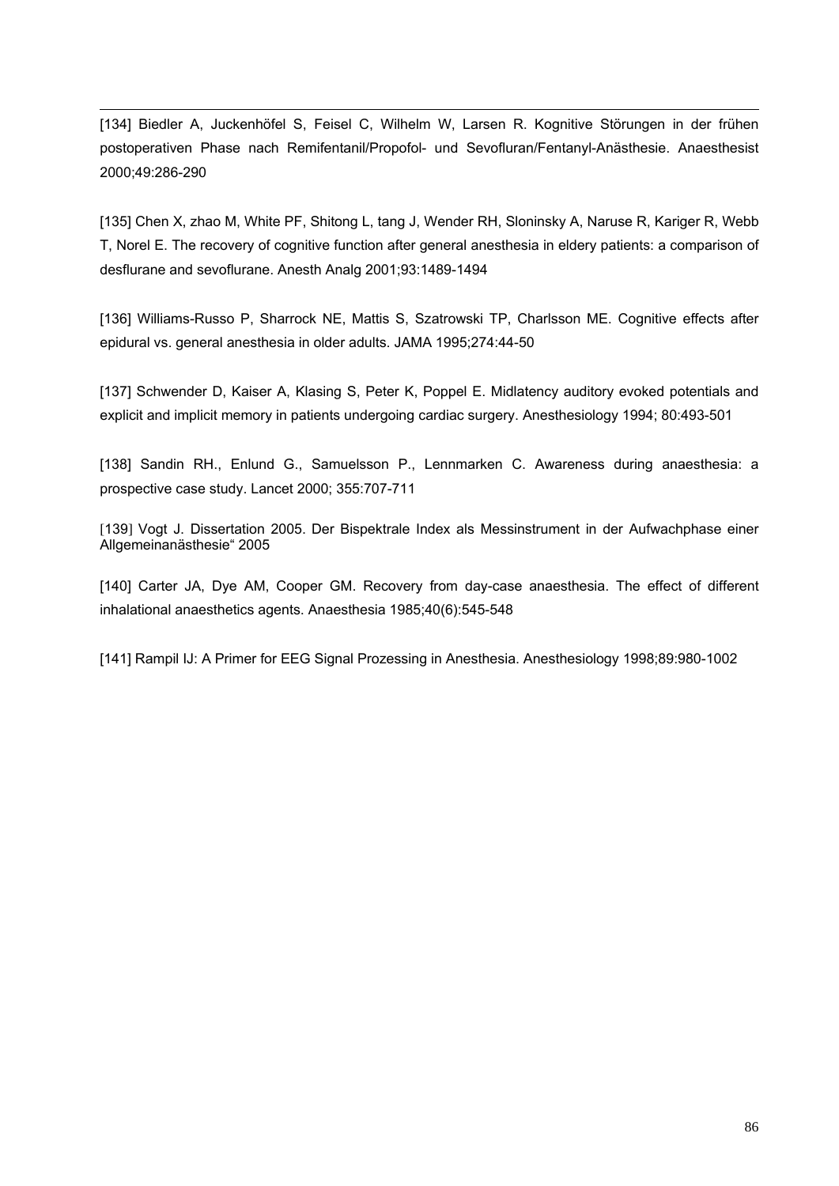[134] Biedler A, Juckenhöfel S, Feisel C, Wilhelm W, Larsen R. Kognitive Störungen in der frühen postoperativen Phase nach Remifentanil/Propofol- und Sevofluran/Fentanyl-Anästhesie. Anaesthesist 2000;49:286-290

[135] Chen X, zhao M, White PF, Shitong L, tang J, Wender RH, Sloninsky A, Naruse R, Kariger R, Webb T, Norel E. The recovery of cognitive function after general anesthesia in eldery patients: a comparison of desflurane and sevoflurane. Anesth Analg 2001;93:1489-1494

[136] Williams-Russo P, Sharrock NE, Mattis S, Szatrowski TP, Charlsson ME. Cognitive effects after epidural vs. general anesthesia in older adults. JAMA 1995;274:44-50

[137] Schwender D, Kaiser A, Klasing S, Peter K, Poppel E. Midlatency auditory evoked potentials and explicit and implicit memory in patients undergoing cardiac surgery. Anesthesiology 1994; 80:493-501

[138] Sandin RH., Enlund G., Samuelsson P., Lennmarken C. Awareness during anaesthesia: a prospective case study. Lancet 2000; 355:707-711

[139] Vogt J. Dissertation 2005. Der Bispektrale Index als Messinstrument in der Aufwachphase einer Allgemeinanästhesie“ 2005

[140] Carter JA, Dye AM, Cooper GM. Recovery from day-case anaesthesia. The effect of different inhalational anaesthetics agents. Anaesthesia 1985;40(6):545-548

[141] Rampil IJ: A Primer for EEG Signal Prozessing in Anesthesia. Anesthesiology 1998;89:980-1002